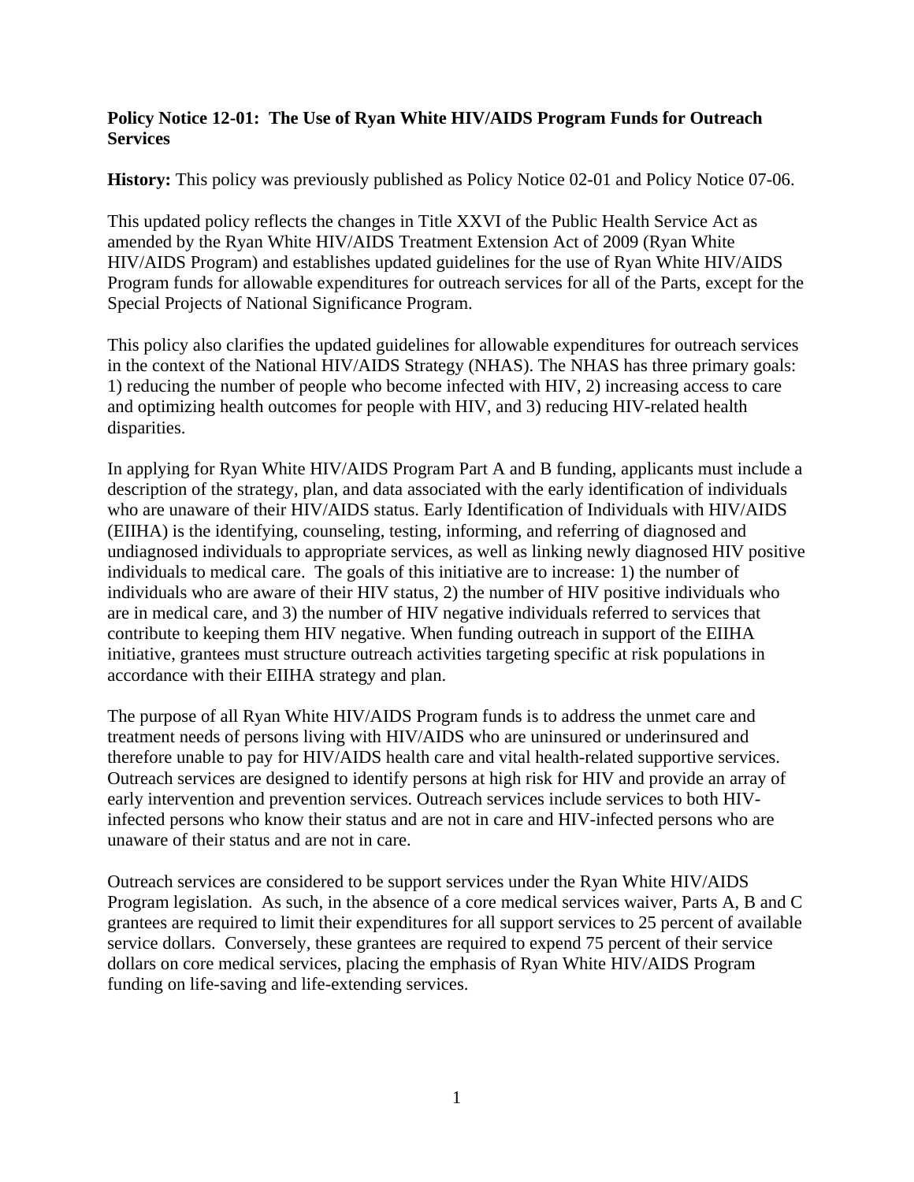**Policy Notice 12-01: The Use of Ryan White HIV/AIDS Program Funds for Outreach Services**

**History:** This policy was previously published as Policy Notice 02-01 and Policy Notice 07-06.

This updated policy reflects the changes in Title XXVI of the Public Health Service Act as amended by the Ryan White HIV/AIDS Treatment Extension Act of 2009 (Ryan White HIV/AIDS Program) and establishes updated guidelines for the use of Ryan White HIV/AIDS Program funds for allowable expenditures for outreach services for all of the Parts, except for the Special Projects of National Significance Program.

This policy also clarifies the updated guidelines for allowable expenditures for outreach services in the context of the National HIV/AIDS Strategy (NHAS). The NHAS has three primary goals: 1) reducing the number of people who become infected with HIV, 2) increasing access to care and optimizing health outcomes for people with HIV, and 3) reducing HIV-related health disparities.

In applying for Ryan White HIV/AIDS Program Part A and B funding, applicants must include a description of the strategy, plan, and data associated with the early identification of individuals who are unaware of their HIV/AIDS status. Early Identification of Individuals with HIV/AIDS (EIIHA) is the identifying, counseling, testing, informing, and referring of diagnosed and undiagnosed individuals to appropriate services, as well as linking newly diagnosed HIV positive individuals to medical care. The goals of this initiative are to increase: 1) the number of individuals who are aware of their HIV status, 2) the number of HIV positive individuals who are in medical care, and 3) the number of HIV negative individuals referred to services that contribute to keeping them HIV negative. When funding outreach in support of the EIIHA initiative, grantees must structure outreach activities targeting specific at risk populations in accordance with their EIIHA strategy and plan.

The purpose of all Ryan White HIV/AIDS Program funds is to address the unmet care and treatment needs of persons living with HIV/AIDS who are uninsured or underinsured and therefore unable to pay for HIV/AIDS health care and vital health-related supportive services. Outreach services are designed to identify persons at high risk for HIV and provide an array of early intervention and prevention services. Outreach services include services to both HIV-infected persons who know their status and are not in care and HIV-infected persons who are unaware of their status and are not in care.

Outreach services are considered to be support services under the Ryan White HIV/AIDS Program legislation. As such, in the absence of a core medical services waiver, Parts A, B and C grantees are required to limit their expenditures for all support services to 25 percent of available service dollars. Conversely, these grantees are required to expend 75 percent of their service dollars on core medical services, placing the emphasis of Ryan White HIV/AIDS Program funding on life-saving and life-extending services.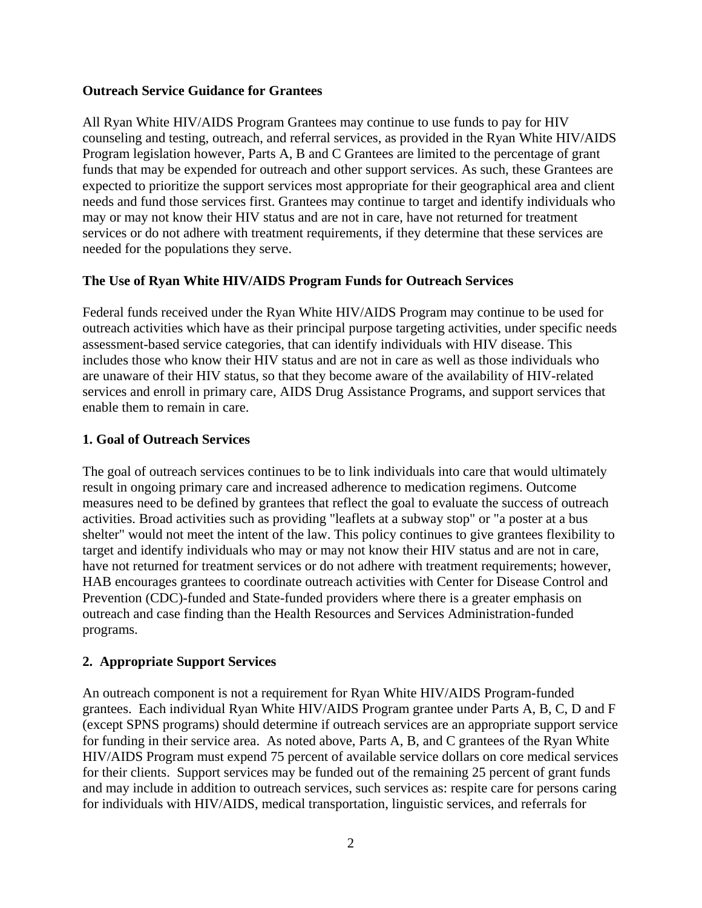**Outreach Service Guidance for Grantees**

All Ryan White HIV/AIDS Program Grantees may continue to use funds to pay for HIV counseling and testing, outreach, and referral services, as provided in the Ryan White HIV/AIDS Program legislation however, Parts A, B and C Grantees are limited to the percentage of grant funds that may be expended for outreach and other support services. As such, these Grantees are expected to prioritize the support services most appropriate for their geographical area and client needs and fund those services first. Grantees may continue to target and identify individuals who may or may not know their HIV status and are not in care, have not returned for treatment services or do not adhere with treatment requirements, if they determine that these services are needed for the populations they serve.

**The Use of Ryan White HIV/AIDS Program Funds for Outreach Services**

Federal funds received under the Ryan White HIV/AIDS Program may continue to be used for outreach activities which have as their principal purpose targeting activities, under specific needs assessment-based service categories, that can identify individuals with HIV disease. This includes those who know their HIV status and are not in care as well as those individuals who are unaware of their HIV status, so that they become aware of the availability of HIV-related services and enroll in primary care, AIDS Drug Assistance Programs, and support services that enable them to remain in care.

**1. Goal of Outreach Services**

The goal of outreach services continues to be to link individuals into care that would ultimately result in ongoing primary care and increased adherence to medication regimens. Outcome measures need to be defined by grantees that reflect the goal to evaluate the success of outreach activities. Broad activities such as providing "leaflets at a subway stop" or "a poster at a bus shelter" would not meet the intent of the law. This policy continues to give grantees flexibility to target and identify individuals who may or may not know their HIV status and are not in care, have not returned for treatment services or do not adhere with treatment requirements; however, HAB encourages grantees to coordinate outreach activities with Center for Disease Control and Prevention (CDC)-funded and State-funded providers where there is a greater emphasis on outreach and case finding than the Health Resources and Services Administration-funded programs.

**2. Appropriate Support Services**

An outreach component is not a requirement for Ryan White HIV/AIDS Program-funded grantees. Each individual Ryan White HIV/AIDS Program grantee under Parts A, B, C, D and F (except SPNS programs) should determine if outreach services are an appropriate support service for funding in their service area. As noted above, Parts A, B, and C grantees of the Ryan White HIV/AIDS Program must expend 75 percent of available service dollars on core medical services for their clients. Support services may be funded out of the remaining 25 percent of grant funds and may include in addition to outreach services, such services as: respite care for persons caring for individuals with HIV/AIDS, medical transportation, linguistic services, and referrals for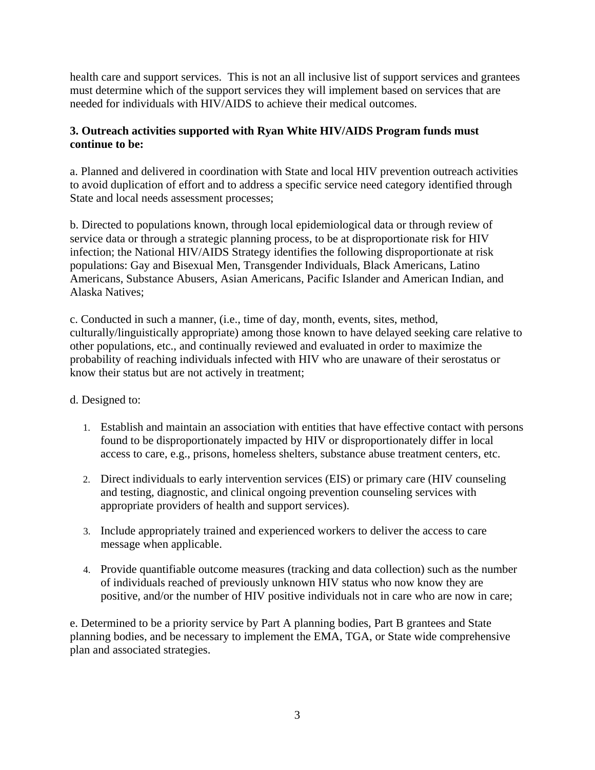health care and support services. This is not an all inclusive list of support services and grantees must determine which of the support services they will implement based on services that are needed for individuals with HIV/AIDS to achieve their medical outcomes.

**3. Outreach activities supported with Ryan White HIV/AIDS Program funds must continue to be:**

a. Planned and delivered in coordination with State and local HIV prevention outreach activities to avoid duplication of effort and to address a specific service need category identified through State and local needs assessment processes;

b. Directed to populations known, through local epidemiological data or through review of service data or through a strategic planning process, to be at disproportionate risk for HIV infection; the National HIV/AIDS Strategy identifies the following disproportionate at risk populations: Gay and Bisexual Men, Transgender Individuals, Black Americans, Latino Americans, Substance Abusers, Asian Americans, Pacific Islander and American Indian, and Alaska Natives;

c. Conducted in such a manner, (i.e., time of day, month, events, sites, method, culturally/linguistically appropriate) among those known to have delayed seeking care relative to other populations, etc., and continually reviewed and evaluated in order to maximize the probability of reaching individuals infected with HIV who are unaware of their serostatus or know their status but are not actively in treatment;

d. Designed to:

1. Establish and maintain an association with entities that have effective contact with persons found to be disproportionately impacted by HIV or disproportionately differ in local access to care, e.g., prisons, homeless shelters, substance abuse treatment centers, etc.

2. Direct individuals to early intervention services (EIS) or primary care (HIV counseling and testing, diagnostic, and clinical ongoing prevention counseling services with appropriate providers of health and support services).

3. Include appropriately trained and experienced workers to deliver the access to care message when applicable.

4. Provide quantifiable outcome measures (tracking and data collection) such as the number of individuals reached of previously unknown HIV status who now know they are positive, and/or the number of HIV positive individuals not in care who are now in care;

e. Determined to be a priority service by Part A planning bodies, Part B grantees and State planning bodies, and be necessary to implement the EMA, TGA, or State wide comprehensive plan and associated strategies.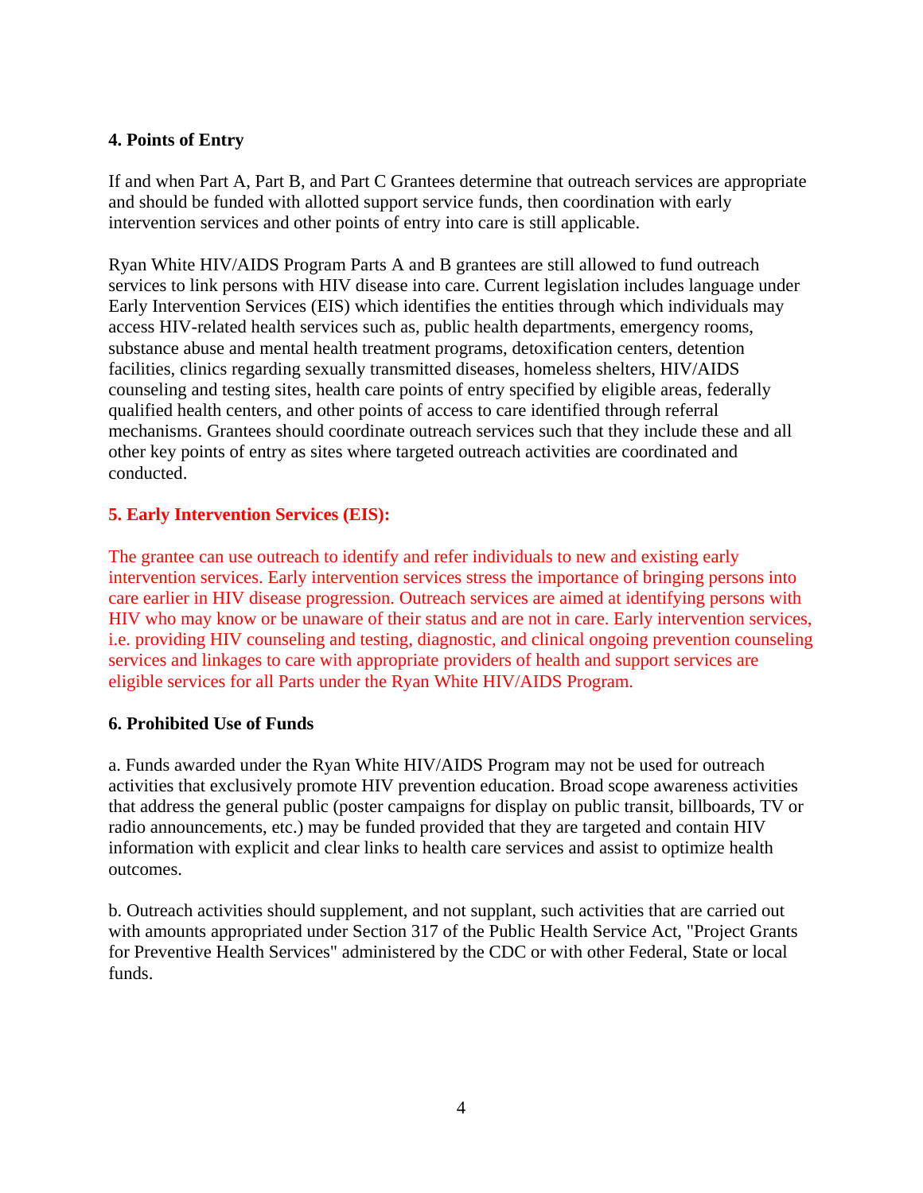#### 4. Points of Entry

If and when Part A, Part B, and Part C Grantees determine that outreach services are appropriate and should be funded with allotted support service funds, then coordination with early intervention services and other points of entry into care is still applicable.

Ryan White HIV/AIDS Program Parts A and B grantees are still allowed to fund outreach services to link persons with HIV disease into care. Current legislation includes language under Early Intervention Services (EIS) which identifies the entities through which individuals may access HIV-related health services such as, public health departments, emergency rooms, substance abuse and mental health treatment programs, detoxification centers, detention facilities, clinics regarding sexually transmitted diseases, homeless shelters, HIV/AIDS counseling and testing sites, health care points of entry specified by eligible areas, federally qualified health centers, and other points of access to care identified through referral mechanisms. Grantees should coordinate outreach services such that they include these and all other key points of entry as sites where targeted outreach activities are coordinated and conducted.

#### 5. Early Intervention Services (EIS):

The grantee can use outreach to identify and refer individuals to new and existing early intervention services. Early intervention services stress the importance of bringing persons into care earlier in HIV disease progression. Outreach services are aimed at identifying persons with HIV who may know or be unaware of their status and are not in care. Early intervention services, i.e. providing HIV counseling and testing, diagnostic, and clinical ongoing prevention counseling services and linkages to care with appropriate providers of health and support services are eligible services for all Parts under the Ryan White HIV/AIDS Program.

#### 6. Prohibited Use of Funds

a. Funds awarded under the Ryan White HIV/AIDS Program may not be used for outreach activities that exclusively promote HIV prevention education. Broad scope awareness activities that address the general public (poster campaigns for display on public transit, billboards, TV or radio announcements, etc.) may be funded provided that they are targeted and contain HIV information with explicit and clear links to health care services and assist to optimize health outcomes.

b. Outreach activities should supplement, and not supplant, such activities that are carried out with amounts appropriated under Section 317 of the Public Health Service Act, "Project Grants for Preventive Health Services" administered by the CDC or with other Federal, State or local funds.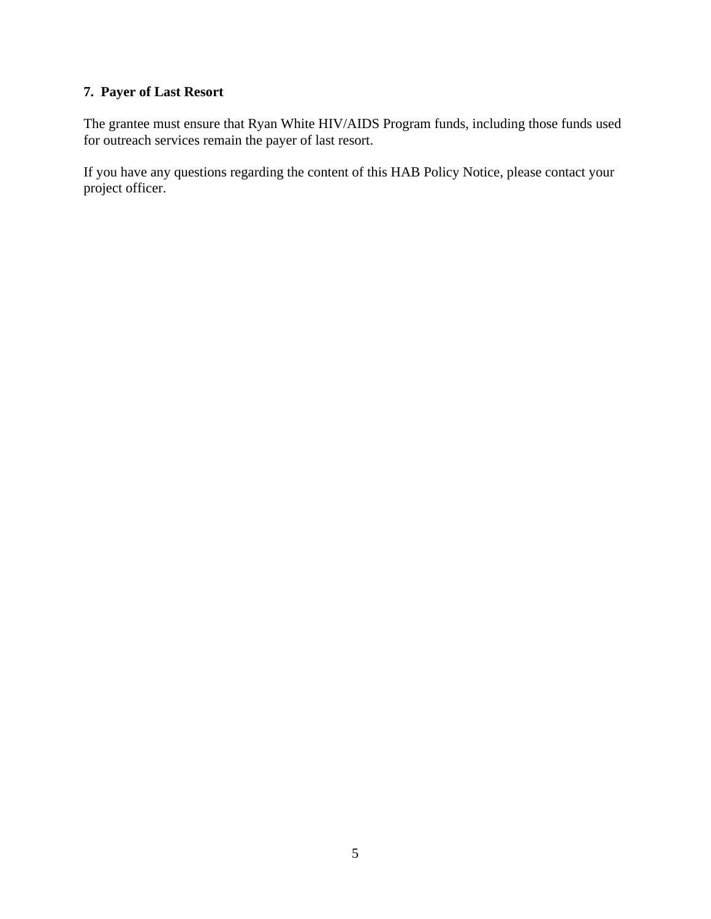**7. Payer of Last Resort**

The grantee must ensure that Ryan White HIV/AIDS Program funds, including those funds used for outreach services remain the payer of last resort.

If you have any questions regarding the content of this HAB Policy Notice, please contact your project officer.